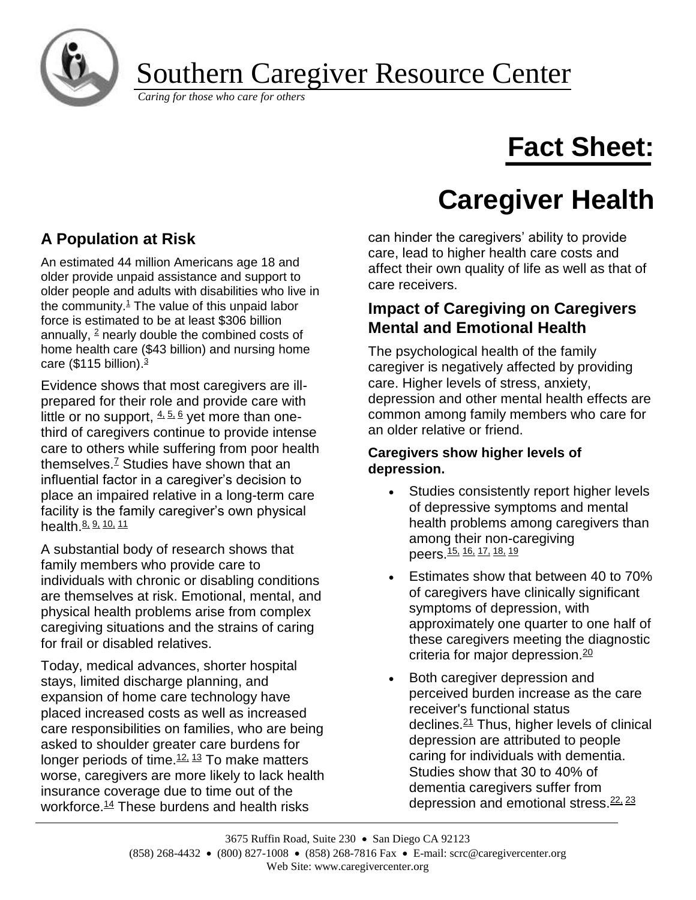# Southern Caregiver Resource Center

*Caring for those who care for others*

# Fact Sheet:

# Caregiver Health

## A Population at Risk

An estimated 44 million Americans age 18 and older provide unpaid assistance and support to older people and adults with disabilities who live in the community.[1] The value of this unpaid labor force is estimated to be at least $306 billion annually, [2] nearly double the combined costs of home health care ($43 billion) and nursing home care ($115 billion).[3]

Evidence shows that most caregivers are ill-prepared for their role and provide care with little or no support, [4, 5, 6] yet more than one-third of caregivers continue to provide intense care to others while suffering from poor health themselves.[7] Studies have shown that an influential factor in a caregiver's decision to place an impaired relative in a long-term care facility is the family caregiver's own physical health.[8, 9, 10, 11]

A substantial body of research shows that family members who provide care to individuals with chronic or disabling conditions are themselves at risk. Emotional, mental, and physical health problems arise from complex caregiving situations and the strains of caring for frail or disabled relatives.

Today, medical advances, shorter hospital stays, limited discharge planning, and expansion of home care technology have placed increased costs as well as increased care responsibilities on families, who are being asked to shoulder greater care burdens for longer periods of time.[12, 13] To make matters worse, caregivers are more likely to lack health insurance coverage due to time out of the workforce.[14] These burdens and health risks can hinder the caregivers' ability to provide care, lead to higher health care costs and affect their own quality of life as well as that of care receivers.

## Impact of Caregiving on Caregivers Mental and Emotional Health

The psychological health of the family caregiver is negatively affected by providing care. Higher levels of stress, anxiety, depression and other mental health effects are common among family members who care for an older relative or friend.

**Caregivers show higher levels of depression.**

- Studies consistently report higher levels of depressive symptoms and mental health problems among caregivers than among their non-caregiving peers.[15, 16, 17, 18, 19]
- Estimates show that between 40 to 70% of caregivers have clinically significant symptoms of depression, with approximately one quarter to one half of these caregivers meeting the diagnostic criteria for major depression.[20]
- Both caregiver depression and perceived burden increase as the care receiver's functional status declines.[21] Thus, higher levels of clinical depression are attributed to people caring for individuals with dementia. Studies show that 30 to 40% of dementia caregivers suffer from depression and emotional stress.[22, 23]

3675 Ruffin Road, Suite 230 • San Diego CA 92123
(858) 268-4432 • (800) 827-1008 • (858) 268-7816 Fax • E-mail: scrc@caregivercenter.org
Web Site: www.caregivercenter.org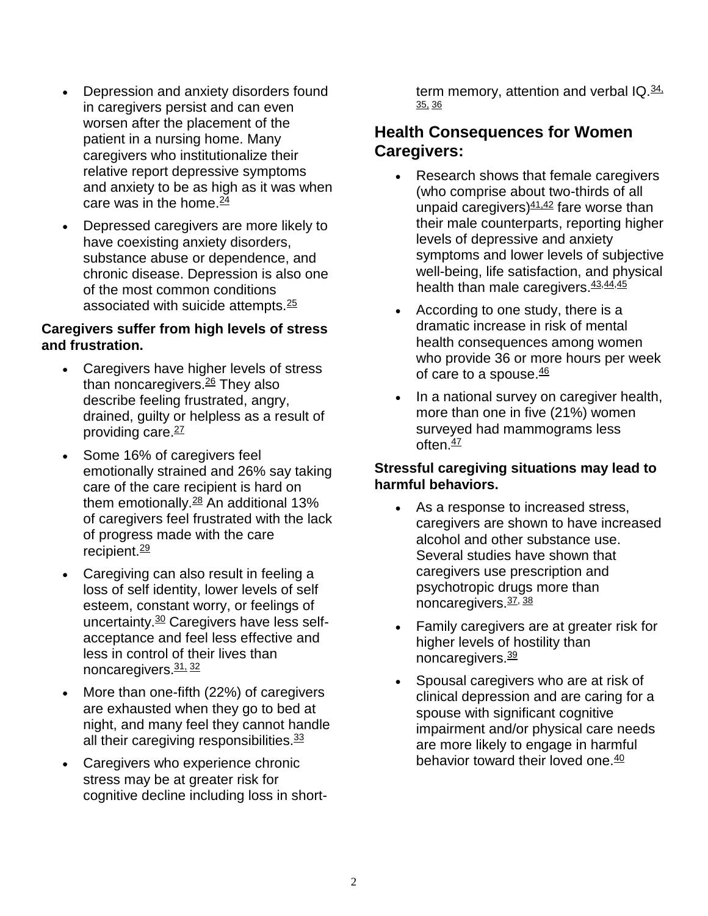- Depression and anxiety disorders found in caregivers persist and can even worsen after the placement of the patient in a nursing home. Many caregivers who institutionalize their relative report depressive symptoms and anxiety to be as high as it was when care was in the home.[24]
- Depressed caregivers are more likely to have coexisting anxiety disorders, substance abuse or dependence, and chronic disease. Depression is also one of the most common conditions associated with suicide attempts.[25]

**Caregivers suffer from high levels of stress and frustration.**

- Caregivers have higher levels of stress than noncaregivers.[26] They also describe feeling frustrated, angry, drained, guilty or helpless as a result of providing care.[27]
- Some 16% of caregivers feel emotionally strained and 26% say taking care of the care recipient is hard on them emotionally.[28] An additional 13% of caregivers feel frustrated with the lack of progress made with the care recipient.[29]
- Caregiving can also result in feeling a loss of self identity, lower levels of self esteem, constant worry, or feelings of uncertainty.[30] Caregivers have less self-acceptance and feel less effective and less in control of their lives than noncaregivers.[31, 32]
- More than one-fifth (22%) of caregivers are exhausted when they go to bed at night, and many feel they cannot handle all their caregiving responsibilities.[33]
- Caregivers who experience chronic stress may be at greater risk for cognitive decline including loss in short-term memory, attention and verbal IQ.[34, 35, 36]

## Health Consequences for Women Caregivers:

- Research shows that female caregivers (who comprise about two-thirds of all unpaid caregivers)[41,42] fare worse than their male counterparts, reporting higher levels of depressive and anxiety symptoms and lower levels of subjective well-being, life satisfaction, and physical health than male caregivers.[43,44,45]
- According to one study, there is a dramatic increase in risk of mental health consequences among women who provide 36 or more hours per week of care to a spouse.[46]
- In a national survey on caregiver health, more than one in five (21%) women surveyed had mammograms less often.[47]

**Stressful caregiving situations may lead to harmful behaviors.**

- As a response to increased stress, caregivers are shown to have increased alcohol and other substance use. Several studies have shown that caregivers use prescription and psychotropic drugs more than noncaregivers.[37, 38]
- Family caregivers are at greater risk for higher levels of hostility than noncaregivers.[39]
- Spousal caregivers who are at risk of clinical depression and are caring for a spouse with significant cognitive impairment and/or physical care needs are more likely to engage in harmful behavior toward their loved one.[40]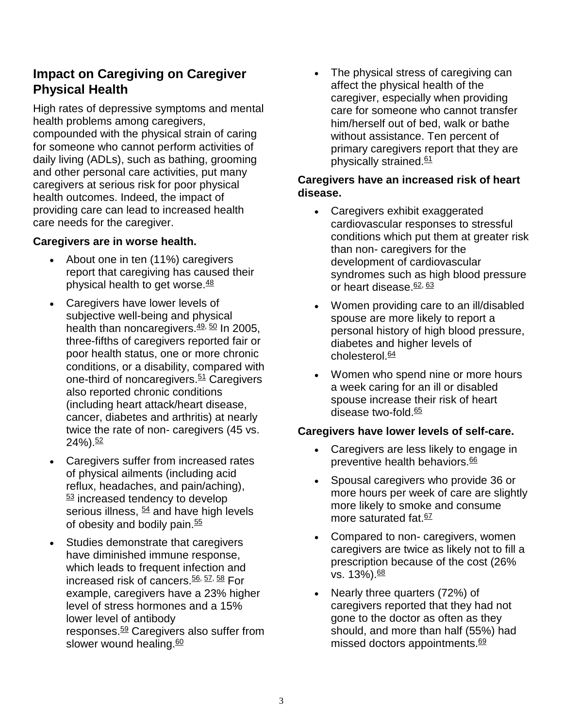## Impact on Caregiving on Caregiver Physical Health

High rates of depressive symptoms and mental health problems among caregivers, compounded with the physical strain of caring for someone who cannot perform activities of daily living (ADLs), such as bathing, grooming and other personal care activities, put many caregivers at serious risk for poor physical health outcomes. Indeed, the impact of providing care can lead to increased health care needs for the caregiver.

**Caregivers are in worse health.**

- About one in ten (11%) caregivers report that caregiving has caused their physical health to get worse.[48]
- Caregivers have lower levels of subjective well-being and physical health than noncaregivers.[49, 50] In 2005, three-fifths of caregivers reported fair or poor health status, one or more chronic conditions, or a disability, compared with one-third of noncaregivers.[51] Caregivers also reported chronic conditions (including heart attack/heart disease, cancer, diabetes and arthritis) at nearly twice the rate of non- caregivers (45 vs. 24%).[52]
- Caregivers suffer from increased rates of physical ailments (including acid reflux, headaches, and pain/aching), [53] increased tendency to develop serious illness, [54] and have high levels of obesity and bodily pain.[55]
- Studies demonstrate that caregivers have diminished immune response, which leads to frequent infection and increased risk of cancers.[56, 57, 58] For example, caregivers have a 23% higher level of stress hormones and a 15% lower level of antibody responses.[59] Caregivers also suffer from slower wound healing.[60]
- The physical stress of caregiving can affect the physical health of the caregiver, especially when providing care for someone who cannot transfer him/herself out of bed, walk or bathe without assistance. Ten percent of primary caregivers report that they are physically strained.[61]

**Caregivers have an increased risk of heart disease.**

- Caregivers exhibit exaggerated cardiovascular responses to stressful conditions which put them at greater risk than non- caregivers for the development of cardiovascular syndromes such as high blood pressure or heart disease.[62, 63]
- Women providing care to an ill/disabled spouse are more likely to report a personal history of high blood pressure, diabetes and higher levels of cholesterol.[64]
- Women who spend nine or more hours a week caring for an ill or disabled spouse increase their risk of heart disease two-fold.[65]

**Caregivers have lower levels of self-care.**

- Caregivers are less likely to engage in preventive health behaviors.[66]
- Spousal caregivers who provide 36 or more hours per week of care are slightly more likely to smoke and consume more saturated fat.[67]
- Compared to non- caregivers, women caregivers are twice as likely not to fill a prescription because of the cost (26% vs. 13%).[68]
- Nearly three quarters (72%) of caregivers reported that they had not gone to the doctor as often as they should, and more than half (55%) had missed doctors appointments.[69]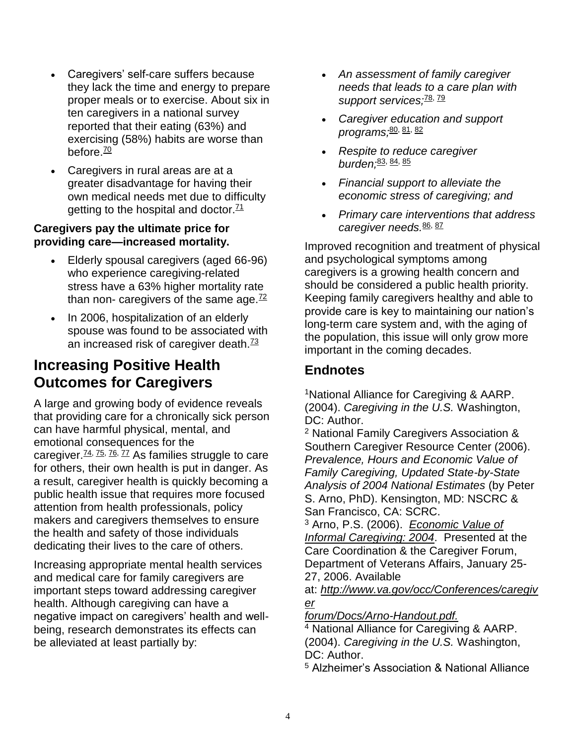- Caregivers' self-care suffers because they lack the time and energy to prepare proper meals or to exercise. About six in ten caregivers in a national survey reported that their eating (63%) and exercising (58%) habits are worse than before.[70]
- Caregivers in rural areas are at a greater disadvantage for having their own medical needs met due to difficulty getting to the hospital and doctor.[71]

**Caregivers pay the ultimate price for providing care—increased mortality.**

- Elderly spousal caregivers (aged 66-96) who experience caregiving-related stress have a 63% higher mortality rate than non- caregivers of the same age.[72]
- In 2006, hospitalization of an elderly spouse was found to be associated with an increased risk of caregiver death.[73]

## Increasing Positive Health Outcomes for Caregivers

A large and growing body of evidence reveals that providing care for a chronically sick person can have harmful physical, mental, and emotional consequences for the caregiver.[74, 75, 76, 77] As families struggle to care for others, their own health is put in danger. As a result, caregiver health is quickly becoming a public health issue that requires more focused attention from health professionals, policy makers and caregivers themselves to ensure the health and safety of those individuals dedicating their lives to the care of others.

Increasing appropriate mental health services and medical care for family caregivers are important steps toward addressing caregiver health. Although caregiving can have a negative impact on caregivers' health and well-being, research demonstrates its effects can be alleviated at least partially by:

- *An assessment of family caregiver needs that leads to a care plan with support services;*[78, 79]
- *Caregiver education and support programs;*[80, 81, 82]
- *Respite to reduce caregiver burden;*[83, 84, 85]
- *Financial support to alleviate the economic stress of caregiving; and*
- *Primary care interventions that address caregiver needs.*[86, 87]

Improved recognition and treatment of physical and psychological symptoms among caregivers is a growing health concern and should be considered a public health priority. Keeping family caregivers healthy and able to provide care is key to maintaining our nation's long-term care system and, with the aging of the population, this issue will only grow more important in the coming decades.

## Endnotes

[1]National Alliance for Caregiving & AARP. (2004). *Caregiving in the U.S.* Washington, DC: Author.

[2] National Family Caregivers Association & Southern Caregiver Resource Center (2006). *Prevalence, Hours and Economic Value of Family Caregiving, Updated State-by-State Analysis of 2004 National Estimates* (by Peter S. Arno, PhD). Kensington, MD: NSCRC & San Francisco, CA: SCRC.

[3] Arno, P.S. (2006). *Economic Value of Informal Caregiving: 2004*. Presented at the Care Coordination & the Caregiver Forum, Department of Veterans Affairs, January 25-27, 2006. Available at: *http://www.va.gov/occ/Conferences/caregiver forum/Docs/Arno-Handout.pdf.*

[4] National Alliance for Caregiving & AARP. (2004). *Caregiving in the U.S.* Washington, DC: Author.

[5] Alzheimer's Association & National Alliance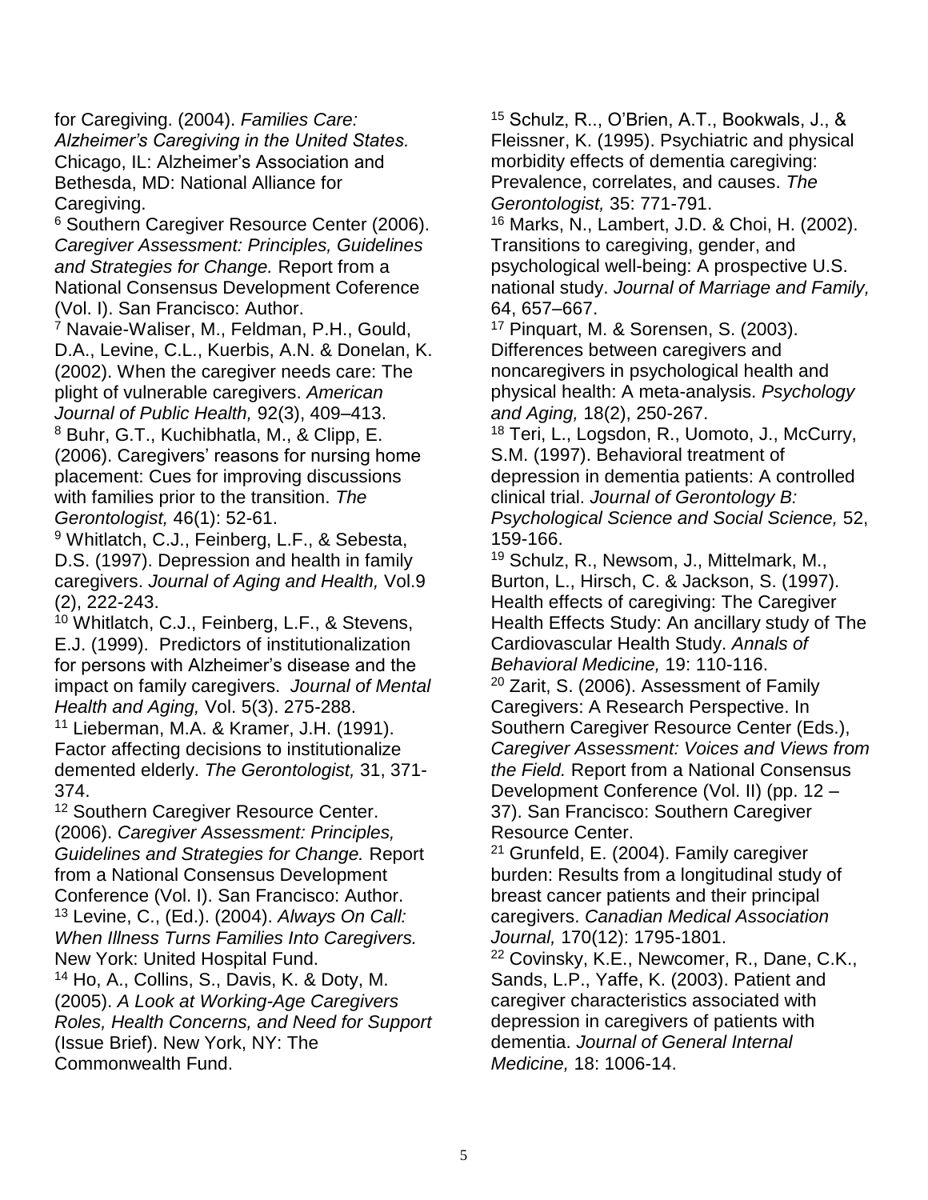for Caregiving. (2004). *Families Care: Alzheimer's Caregiving in the United States.* Chicago, IL: Alzheimer's Association and Bethesda, MD: National Alliance for Caregiving.

[6] Southern Caregiver Resource Center (2006). *Caregiver Assessment: Principles, Guidelines and Strategies for Change.* Report from a National Consensus Development Coference (Vol. I). San Francisco: Author.

[7] Navaie-Waliser, M., Feldman, P.H., Gould, D.A., Levine, C.L., Kuerbis, A.N. & Donelan, K. (2002). When the caregiver needs care: The plight of vulnerable caregivers. *American Journal of Public Health,* 92(3), 409–413.

[8] Buhr, G.T., Kuchibhatla, M., & Clipp, E. (2006). Caregivers' reasons for nursing home placement: Cues for improving discussions with families prior to the transition. *The Gerontologist,* 46(1): 52-61.

[9] Whitlatch, C.J., Feinberg, L.F., & Sebesta, D.S. (1997). Depression and health in family caregivers. *Journal of Aging and Health,* Vol.9 (2), 222-243.

[10] Whitlatch, C.J., Feinberg, L.F., & Stevens, E.J. (1999). Predictors of institutionalization for persons with Alzheimer's disease and the impact on family caregivers. *Journal of Mental Health and Aging,* Vol. 5(3). 275-288.

[11] Lieberman, M.A. & Kramer, J.H. (1991). Factor affecting decisions to institutionalize demented elderly. *The Gerontologist,* 31, 371-374.

[12] Southern Caregiver Resource Center. (2006). *Caregiver Assessment: Principles, Guidelines and Strategies for Change.* Report from a National Consensus Development Conference (Vol. I). San Francisco: Author.

[13] Levine, C., (Ed.). (2004). *Always On Call: When Illness Turns Families Into Caregivers.* New York: United Hospital Fund.

[14] Ho, A., Collins, S., Davis, K. & Doty, M. (2005). *A Look at Working-Age Caregivers Roles, Health Concerns, and Need for Support* (Issue Brief). New York, NY: The Commonwealth Fund.

[15] Schulz, R.., O'Brien, A.T., Bookwals, J., & Fleissner, K. (1995). Psychiatric and physical morbidity effects of dementia caregiving: Prevalence, correlates, and causes. *The Gerontologist,* 35: 771-791.

[16] Marks, N., Lambert, J.D. & Choi, H. (2002). Transitions to caregiving, gender, and psychological well-being: A prospective U.S. national study. *Journal of Marriage and Family,* 64, 657–667.

[17] Pinquart, M. & Sorensen, S. (2003). Differences between caregivers and noncaregivers in psychological health and physical health: A meta-analysis. *Psychology and Aging,* 18(2), 250-267.

[18] Teri, L., Logsdon, R., Uomoto, J., McCurry, S.M. (1997). Behavioral treatment of depression in dementia patients: A controlled clinical trial. *Journal of Gerontology B: Psychological Science and Social Science,* 52, 159-166.

[19] Schulz, R., Newsom, J., Mittelmark, M., Burton, L., Hirsch, C. & Jackson, S. (1997). Health effects of caregiving: The Caregiver Health Effects Study: An ancillary study of The Cardiovascular Health Study. *Annals of Behavioral Medicine,* 19: 110-116.

[20] Zarit, S. (2006). Assessment of Family Caregivers: A Research Perspective. In Southern Caregiver Resource Center (Eds.), *Caregiver Assessment: Voices and Views from the Field.* Report from a National Consensus Development Conference (Vol. II) (pp. 12 – 37). San Francisco: Southern Caregiver Resource Center.

[21] Grunfeld, E. (2004). Family caregiver burden: Results from a longitudinal study of breast cancer patients and their principal caregivers. *Canadian Medical Association Journal,* 170(12): 1795-1801.

[22] Covinsky, K.E., Newcomer, R., Dane, C.K., Sands, L.P., Yaffe, K. (2003). Patient and caregiver characteristics associated with depression in caregivers of patients with dementia. *Journal of General Internal Medicine,* 18: 1006-14.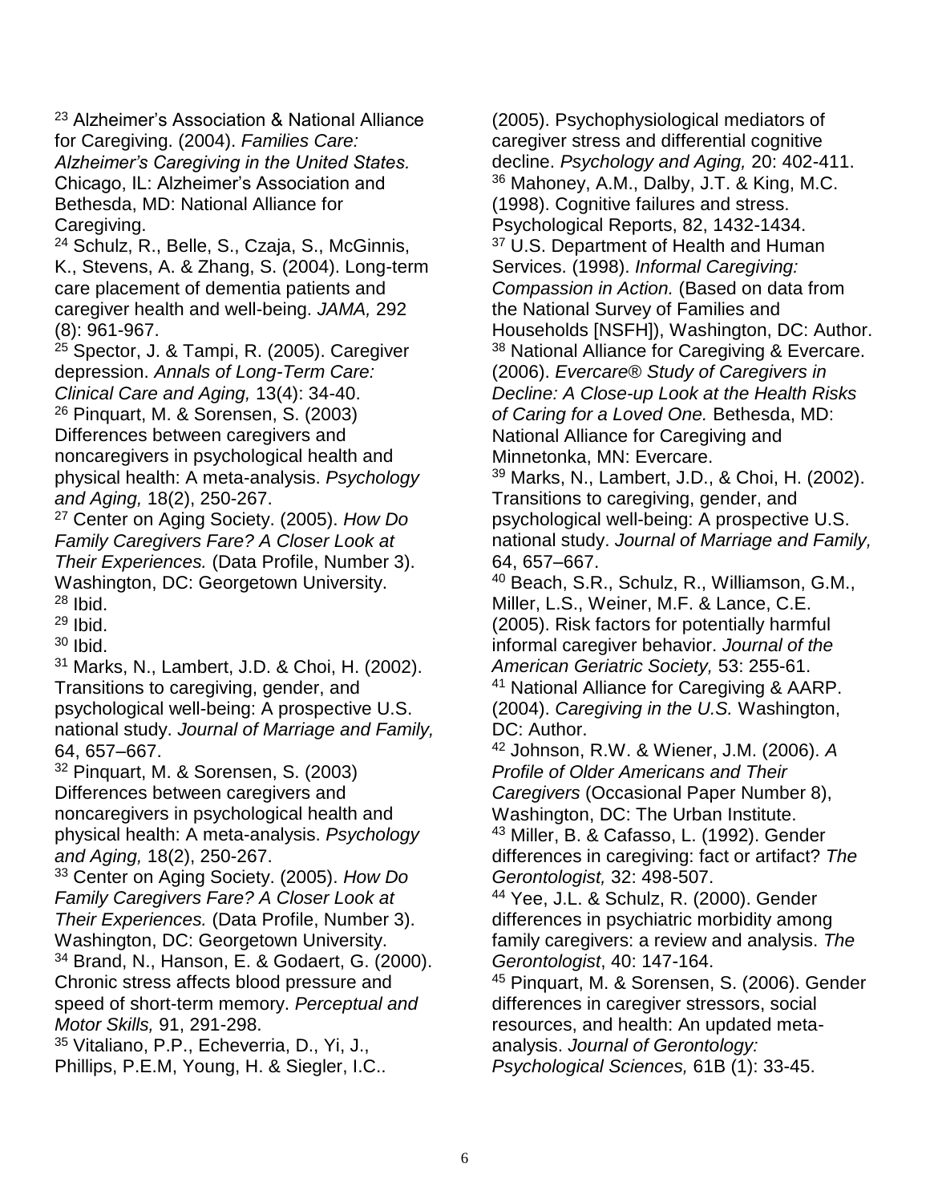[23] Alzheimer's Association & National Alliance for Caregiving. (2004). *Families Care: Alzheimer's Caregiving in the United States.* Chicago, IL: Alzheimer's Association and Bethesda, MD: National Alliance for Caregiving.

[24] Schulz, R., Belle, S., Czaja, S., McGinnis, K., Stevens, A. & Zhang, S. (2004). Long-term care placement of dementia patients and caregiver health and well-being. *JAMA,* 292 (8): 961-967.

[25] Spector, J. & Tampi, R. (2005). Caregiver depression. *Annals of Long-Term Care: Clinical Care and Aging,* 13(4): 34-40.

[26] Pinquart, M. & Sorensen, S. (2003) Differences between caregivers and noncaregivers in psychological health and physical health: A meta-analysis. *Psychology and Aging,* 18(2), 250-267.

[27] Center on Aging Society. (2005). *How Do Family Caregivers Fare? A Closer Look at Their Experiences.* (Data Profile, Number 3). Washington, DC: Georgetown University.

[28] Ibid.

[29] Ibid.

[30] Ibid.

[31] Marks, N., Lambert, J.D. & Choi, H. (2002). Transitions to caregiving, gender, and psychological well-being: A prospective U.S. national study. *Journal of Marriage and Family,* 64, 657–667.

[32] Pinquart, M. & Sorensen, S. (2003) Differences between caregivers and noncaregivers in psychological health and physical health: A meta-analysis. *Psychology and Aging,* 18(2), 250-267.

[33] Center on Aging Society. (2005). *How Do Family Caregivers Fare? A Closer Look at Their Experiences.* (Data Profile, Number 3). Washington, DC: Georgetown University.

[34] Brand, N., Hanson, E. & Godaert, G. (2000). Chronic stress affects blood pressure and speed of short-term memory. *Perceptual and Motor Skills,* 91, 291-298.

[35] Vitaliano, P.P., Echeverria, D., Yi, J., Phillips, P.E.M, Young, H. & Siegler, I.C.. (2005). Psychophysiological mediators of caregiver stress and differential cognitive decline. *Psychology and Aging,* 20: 402-411.

[36] Mahoney, A.M., Dalby, J.T. & King, M.C. (1998). Cognitive failures and stress. Psychological Reports, 82, 1432-1434.

[37] U.S. Department of Health and Human Services. (1998). *Informal Caregiving: Compassion in Action.* (Based on data from the National Survey of Families and Households [NSFH]), Washington, DC: Author.

[38] National Alliance for Caregiving & Evercare. (2006). *Evercare® Study of Caregivers in Decline: A Close-up Look at the Health Risks of Caring for a Loved One.* Bethesda, MD: National Alliance for Caregiving and Minnetonka, MN: Evercare.

[39] Marks, N., Lambert, J.D., & Choi, H. (2002). Transitions to caregiving, gender, and psychological well-being: A prospective U.S. national study. *Journal of Marriage and Family,* 64, 657–667.

[40] Beach, S.R., Schulz, R., Williamson, G.M., Miller, L.S., Weiner, M.F. & Lance, C.E. (2005). Risk factors for potentially harmful informal caregiver behavior. *Journal of the American Geriatric Society,* 53: 255-61.

[41] National Alliance for Caregiving & AARP. (2004). *Caregiving in the U.S.* Washington, DC: Author.

[42] Johnson, R.W. & Wiener, J.M. (2006). *A Profile of Older Americans and Their Caregivers* (Occasional Paper Number 8), Washington, DC: The Urban Institute.

[43] Miller, B. & Cafasso, L. (1992). Gender differences in caregiving: fact or artifact? *The Gerontologist,* 32: 498-507.

[44] Yee, J.L. & Schulz, R. (2000). Gender differences in psychiatric morbidity among family caregivers: a review and analysis. *The Gerontologist*, 40: 147-164.

[45] Pinquart, M. & Sorensen, S. (2006). Gender differences in caregiver stressors, social resources, and health: An updated meta-analysis. *Journal of Gerontology: Psychological Sciences,* 61B (1): 33-45.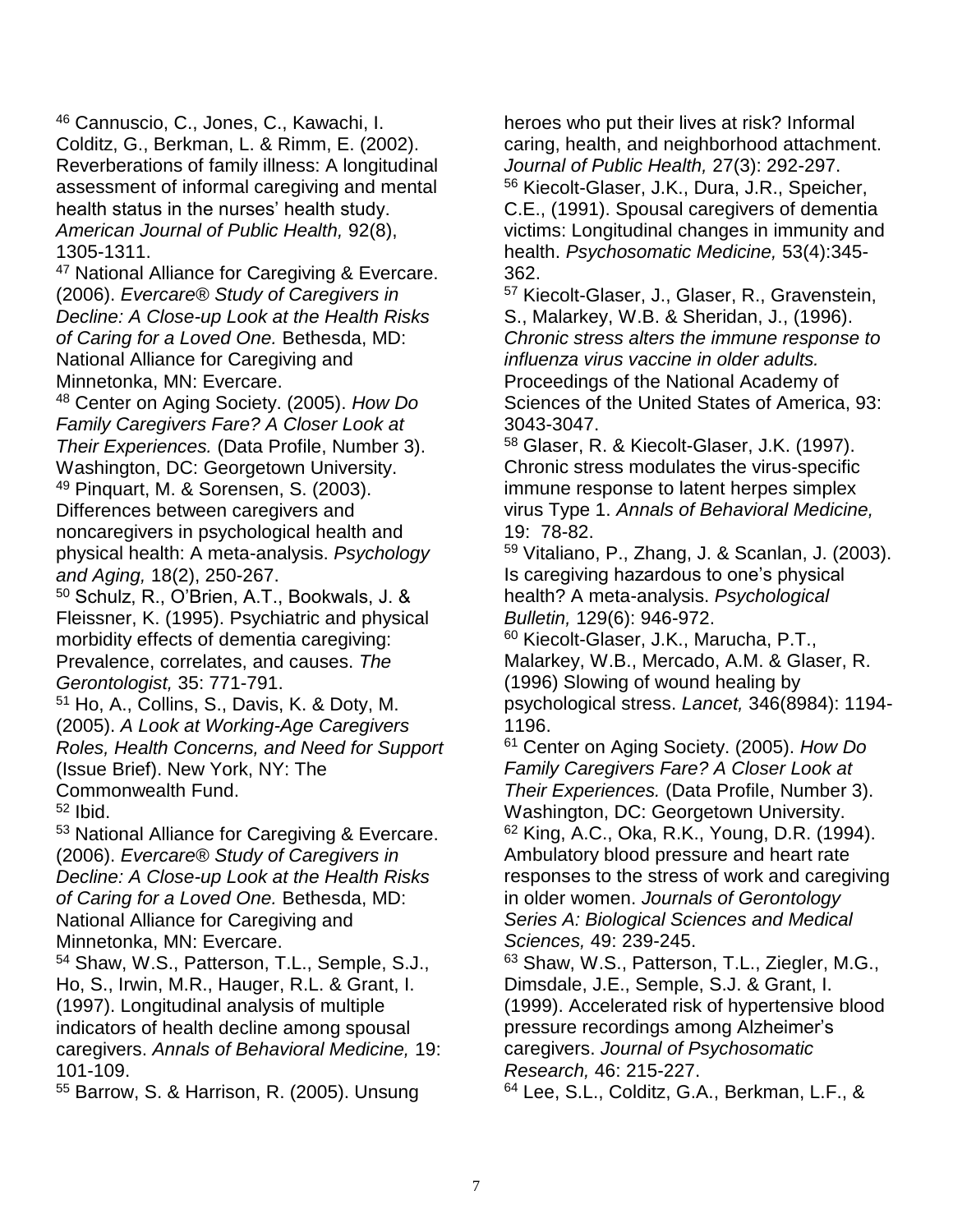[46] Cannuscio, C., Jones, C., Kawachi, I. Colditz, G., Berkman, L. & Rimm, E. (2002). Reverberations of family illness: A longitudinal assessment of informal caregiving and mental health status in the nurses' health study. *American Journal of Public Health,* 92(8), 1305-1311.

[47] National Alliance for Caregiving & Evercare. (2006). *Evercare® Study of Caregivers in Decline: A Close-up Look at the Health Risks of Caring for a Loved One.* Bethesda, MD: National Alliance for Caregiving and Minnetonka, MN: Evercare.

[48] Center on Aging Society. (2005). *How Do Family Caregivers Fare? A Closer Look at Their Experiences.* (Data Profile, Number 3). Washington, DC: Georgetown University.

[49] Pinquart, M. & Sorensen, S. (2003). Differences between caregivers and noncaregivers in psychological health and physical health: A meta-analysis. *Psychology and Aging,* 18(2), 250-267.

[50] Schulz, R., O'Brien, A.T., Bookwals, J. & Fleissner, K. (1995). Psychiatric and physical morbidity effects of dementia caregiving: Prevalence, correlates, and causes. *The Gerontologist,* 35: 771-791.

[51] Ho, A., Collins, S., Davis, K. & Doty, M. (2005). *A Look at Working-Age Caregivers Roles, Health Concerns, and Need for Support* (Issue Brief). New York, NY: The Commonwealth Fund.

[52] Ibid.

[53] National Alliance for Caregiving & Evercare. (2006). *Evercare® Study of Caregivers in Decline: A Close-up Look at the Health Risks of Caring for a Loved One.* Bethesda, MD: National Alliance for Caregiving and Minnetonka, MN: Evercare.

[54] Shaw, W.S., Patterson, T.L., Semple, S.J., Ho, S., Irwin, M.R., Hauger, R.L. & Grant, I. (1997). Longitudinal analysis of multiple indicators of health decline among spousal caregivers. *Annals of Behavioral Medicine,* 19: 101-109.

[55] Barrow, S. & Harrison, R. (2005). Unsung heroes who put their lives at risk? Informal caring, health, and neighborhood attachment. *Journal of Public Health,* 27(3): 292-297.

[56] Kiecolt-Glaser, J.K., Dura, J.R., Speicher, C.E., (1991). Spousal caregivers of dementia victims: Longitudinal changes in immunity and health. *Psychosomatic Medicine,* 53(4):345-362.

[57] Kiecolt-Glaser, J., Glaser, R., Gravenstein, S., Malarkey, W.B. & Sheridan, J., (1996). *Chronic stress alters the immune response to influenza virus vaccine in older adults.* Proceedings of the National Academy of Sciences of the United States of America, 93: 3043-3047.

[58] Glaser, R. & Kiecolt-Glaser, J.K. (1997). Chronic stress modulates the virus-specific immune response to latent herpes simplex virus Type 1. *Annals of Behavioral Medicine,* 19: 78-82.

[59] Vitaliano, P., Zhang, J. & Scanlan, J. (2003). Is caregiving hazardous to one's physical health? A meta-analysis. *Psychological Bulletin,* 129(6): 946-972.

[60] Kiecolt-Glaser, J.K., Marucha, P.T., Malarkey, W.B., Mercado, A.M. & Glaser, R. (1996) Slowing of wound healing by psychological stress. *Lancet,* 346(8984): 1194-1196.

[61] Center on Aging Society. (2005). *How Do Family Caregivers Fare? A Closer Look at Their Experiences.* (Data Profile, Number 3). Washington, DC: Georgetown University.

[62] King, A.C., Oka, R.K., Young, D.R. (1994). Ambulatory blood pressure and heart rate responses to the stress of work and caregiving in older women. *Journals of Gerontology Series A: Biological Sciences and Medical Sciences,* 49: 239-245.

[63] Shaw, W.S., Patterson, T.L., Ziegler, M.G., Dimsdale, J.E., Semple, S.J. & Grant, I. (1999). Accelerated risk of hypertensive blood pressure recordings among Alzheimer's caregivers. *Journal of Psychosomatic Research,* 46: 215-227.

[64] Lee, S.L., Colditz, G.A., Berkman, L.F., &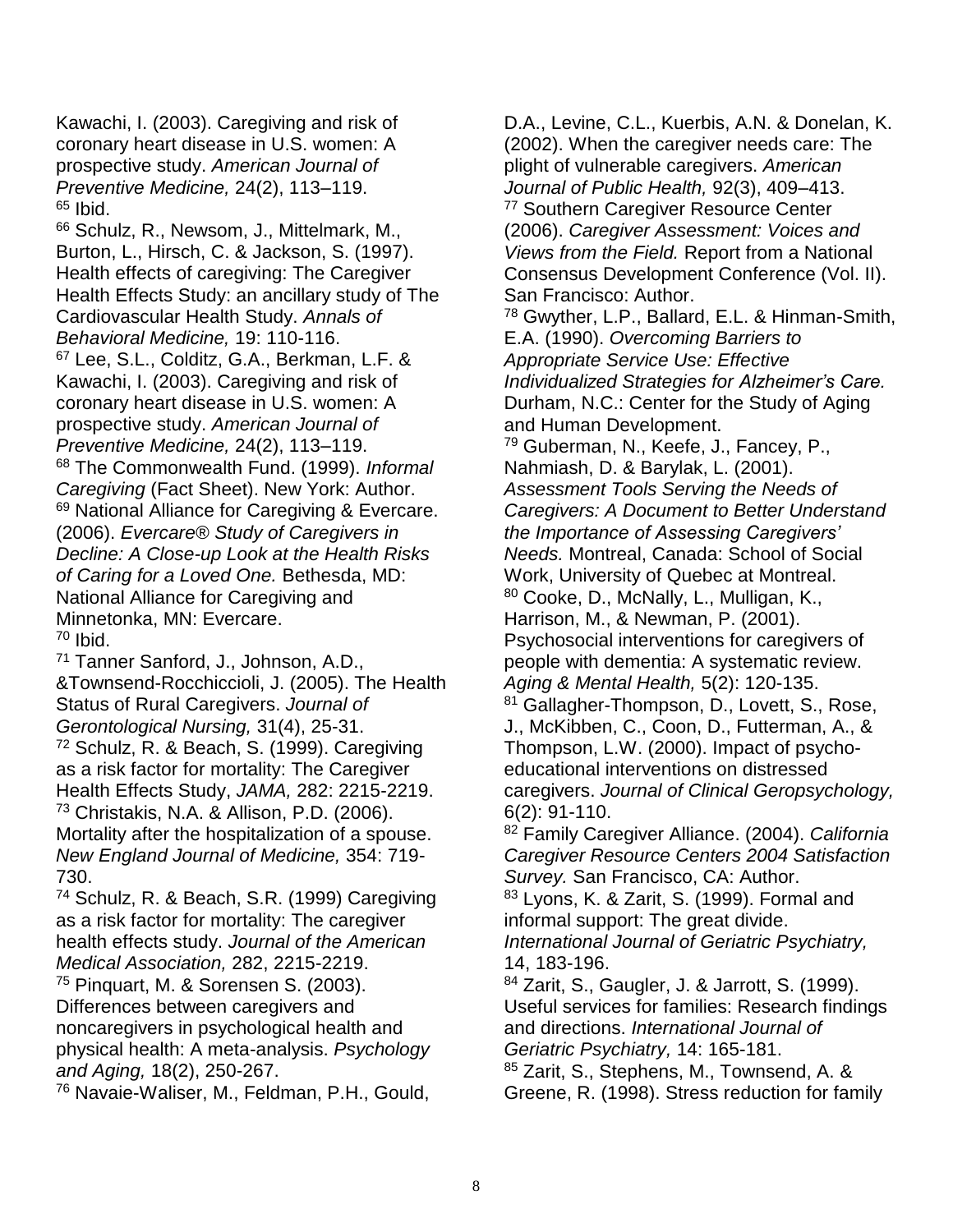Kawachi, I. (2003). Caregiving and risk of coronary heart disease in U.S. women: A prospective study. *American Journal of Preventive Medicine,* 24(2), 113–119.

[65] Ibid.

[66] Schulz, R., Newsom, J., Mittelmark, M., Burton, L., Hirsch, C. & Jackson, S. (1997). Health effects of caregiving: The Caregiver Health Effects Study: an ancillary study of The Cardiovascular Health Study. *Annals of Behavioral Medicine,* 19: 110-116.

[67] Lee, S.L., Colditz, G.A., Berkman, L.F. & Kawachi, I. (2003). Caregiving and risk of coronary heart disease in U.S. women: A prospective study. *American Journal of Preventive Medicine,* 24(2), 113–119.

[68] The Commonwealth Fund. (1999). *Informal Caregiving* (Fact Sheet). New York: Author.

[69] National Alliance for Caregiving & Evercare. (2006). *Evercare® Study of Caregivers in Decline: A Close-up Look at the Health Risks of Caring for a Loved One.* Bethesda, MD: National Alliance for Caregiving and Minnetonka, MN: Evercare.

[70] Ibid.

[71] Tanner Sanford, J., Johnson, A.D., &Townsend-Rocchiccioli, J. (2005). The Health Status of Rural Caregivers. *Journal of Gerontological Nursing,* 31(4), 25-31.

[72] Schulz, R. & Beach, S. (1999). Caregiving as a risk factor for mortality: The Caregiver Health Effects Study, *JAMA,* 282: 2215-2219.

[73] Christakis, N.A. & Allison, P.D. (2006). Mortality after the hospitalization of a spouse. *New England Journal of Medicine,* 354: 719-730.

[74] Schulz, R. & Beach, S.R. (1999) Caregiving as a risk factor for mortality: The caregiver health effects study. *Journal of the American Medical Association,* 282, 2215-2219.

[75] Pinquart, M. & Sorensen S. (2003). Differences between caregivers and noncaregivers in psychological health and physical health: A meta-analysis. *Psychology and Aging,* 18(2), 250-267.

[76] Navaie-Waliser, M., Feldman, P.H., Gould, D.A., Levine, C.L., Kuerbis, A.N. & Donelan, K. (2002). When the caregiver needs care: The plight of vulnerable caregivers. *American Journal of Public Health,* 92(3), 409–413.

[77] Southern Caregiver Resource Center (2006). *Caregiver Assessment: Voices and Views from the Field.* Report from a National Consensus Development Conference (Vol. II). San Francisco: Author.

[78] Gwyther, L.P., Ballard, E.L. & Hinman-Smith, E.A. (1990). *Overcoming Barriers to Appropriate Service Use: Effective Individualized Strategies for Alzheimer's Care.* Durham, N.C.: Center for the Study of Aging and Human Development.

[79] Guberman, N., Keefe, J., Fancey, P., Nahmiash, D. & Barylak, L. (2001). *Assessment Tools Serving the Needs of Caregivers: A Document to Better Understand the Importance of Assessing Caregivers' Needs.* Montreal, Canada: School of Social Work, University of Quebec at Montreal.

[80] Cooke, D., McNally, L., Mulligan, K., Harrison, M., & Newman, P. (2001). Psychosocial interventions for caregivers of people with dementia: A systematic review. *Aging & Mental Health,* 5(2): 120-135.

[81] Gallagher-Thompson, D., Lovett, S., Rose, J., McKibben, C., Coon, D., Futterman, A., & Thompson, L.W. (2000). Impact of psycho-educational interventions on distressed caregivers. *Journal of Clinical Geropsychology,* 6(2): 91-110.

[82] Family Caregiver Alliance. (2004). *California Caregiver Resource Centers 2004 Satisfaction Survey.* San Francisco, CA: Author.

[83] Lyons, K. & Zarit, S. (1999). Formal and informal support: The great divide. *International Journal of Geriatric Psychiatry,* 14, 183-196.

[84] Zarit, S., Gaugler, J. & Jarrott, S. (1999). Useful services for families: Research findings and directions. *International Journal of Geriatric Psychiatry,* 14: 165-181.

[85] Zarit, S., Stephens, M., Townsend, A. & Greene, R. (1998). Stress reduction for family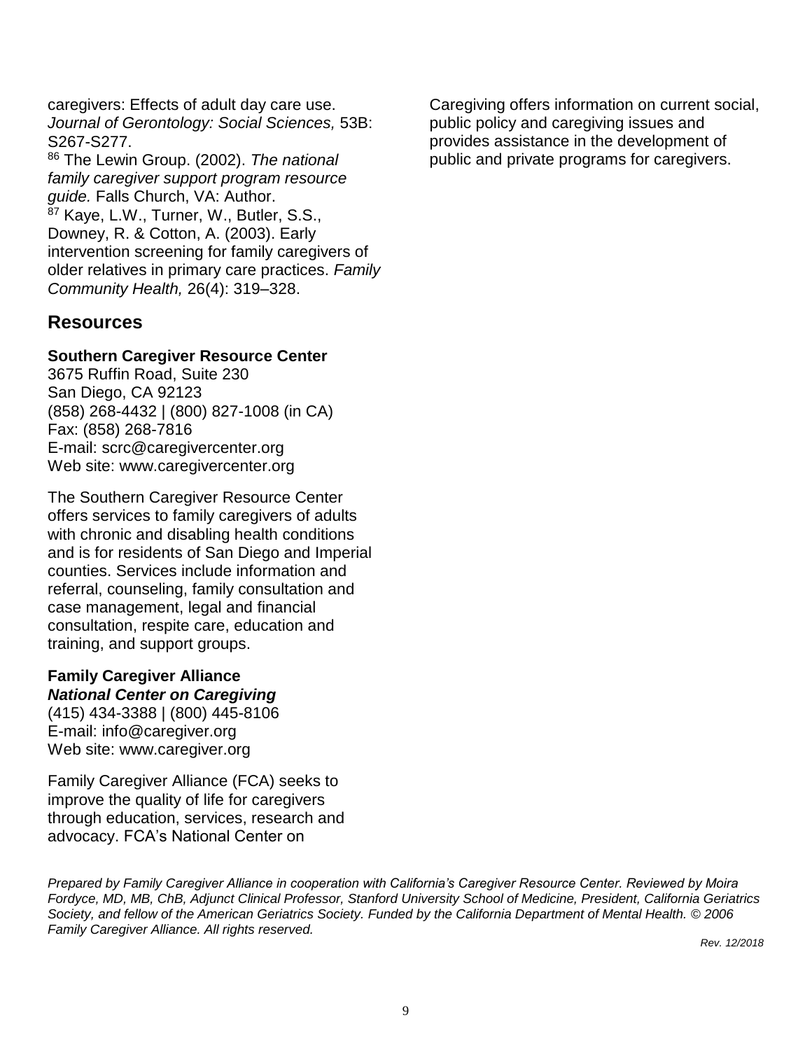caregivers: Effects of adult day care use. *Journal of Gerontology: Social Sciences,* 53B: S267-S277.

[86] The Lewin Group. (2002). *The national family caregiver support program resource guide.* Falls Church, VA: Author.

[87] Kaye, L.W., Turner, W., Butler, S.S., Downey, R. & Cotton, A. (2003). Early intervention screening for family caregivers of older relatives in primary care practices. *Family Community Health,* 26(4): 319–328.

## Resources

**Southern Caregiver Resource Center**
3675 Ruffin Road, Suite 230
San Diego, CA 92123
(858) 268-4432 | (800) 827-1008 (in CA)
Fax: (858) 268-7816
E-mail: scrc@caregivercenter.org
Web site: www.caregivercenter.org

The Southern Caregiver Resource Center offers services to family caregivers of adults with chronic and disabling health conditions and is for residents of San Diego and Imperial counties. Services include information and referral, counseling, family consultation and case management, legal and financial consultation, respite care, education and training, and support groups.

**Family Caregiver Alliance**
***National Center on Caregiving***
(415) 434-3388 | (800) 445-8106
E-mail: info@caregiver.org
Web site: www.caregiver.org

Family Caregiver Alliance (FCA) seeks to improve the quality of life for caregivers through education, services, research and advocacy. FCA's National Center on Caregiving offers information on current social, public policy and caregiving issues and provides assistance in the development of public and private programs for caregivers.

*Prepared by Family Caregiver Alliance in cooperation with California's Caregiver Resource Center. Reviewed by Moira Fordyce, MD, MB, ChB, Adjunct Clinical Professor, Stanford University School of Medicine, President, California Geriatrics Society, and fellow of the American Geriatrics Society. Funded by the California Department of Mental Health. © 2006 Family Caregiver Alliance. All rights reserved.*

*Rev. 12/2018*